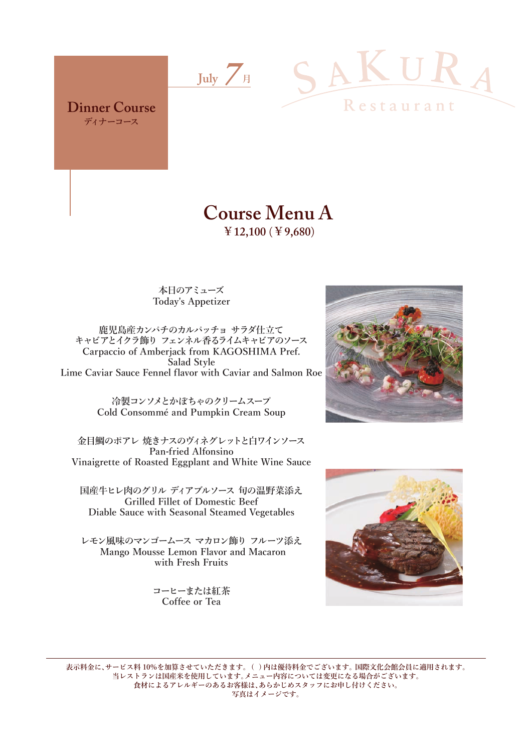Dinner Course
ディナーコース

July 7月

SAKURA Restaurant

# Course Menu A

¥12,100 (¥9,680)

本日のアミューズ
Today's Appetizer

鹿児島産カンパチのカルパッチョ サラダ仕立て
キャビアとイクラ飾り フェンネル香るライムキャビアのソース
Carpaccio of Amberjack from KAGOSHIMA Pref.
Salad Style
Lime Caviar Sauce Fennel flavor with Caviar and Salmon Roe

冷製コンソメとかぼちゃのクリームスープ
Cold Consommé and Pumpkin Cream Soup

金目鯛のポアレ 焼きナスのヴィネグレットと白ワインソース
Pan-fried Alfonsino
Vinaigrette of Roasted Eggplant and White Wine Sauce

国産牛ヒレ肉のグリル ディアブルソース 旬の温野菜添え
Grilled Fillet of Domestic Beef
Diable Sauce with Seasonal Steamed Vegetables

レモン風味のマンゴームース マカロン飾り フルーツ添え
Mango Mousse Lemon Flavor and Macaron
with Fresh Fruits

コーヒーまたは紅茶
Coffee or Tea

---

表示料金に、サービス料10%を加算させていただきます。( )内は優待料金でございます。国際文化会館会員に適用されます。
当レストランは国産米を使用しています。メニュー内容については変更になる場合がございます。
食材によるアレルギーのあるお客様は、あらかじめスタッフにお申し付けください。
写真はイメージです。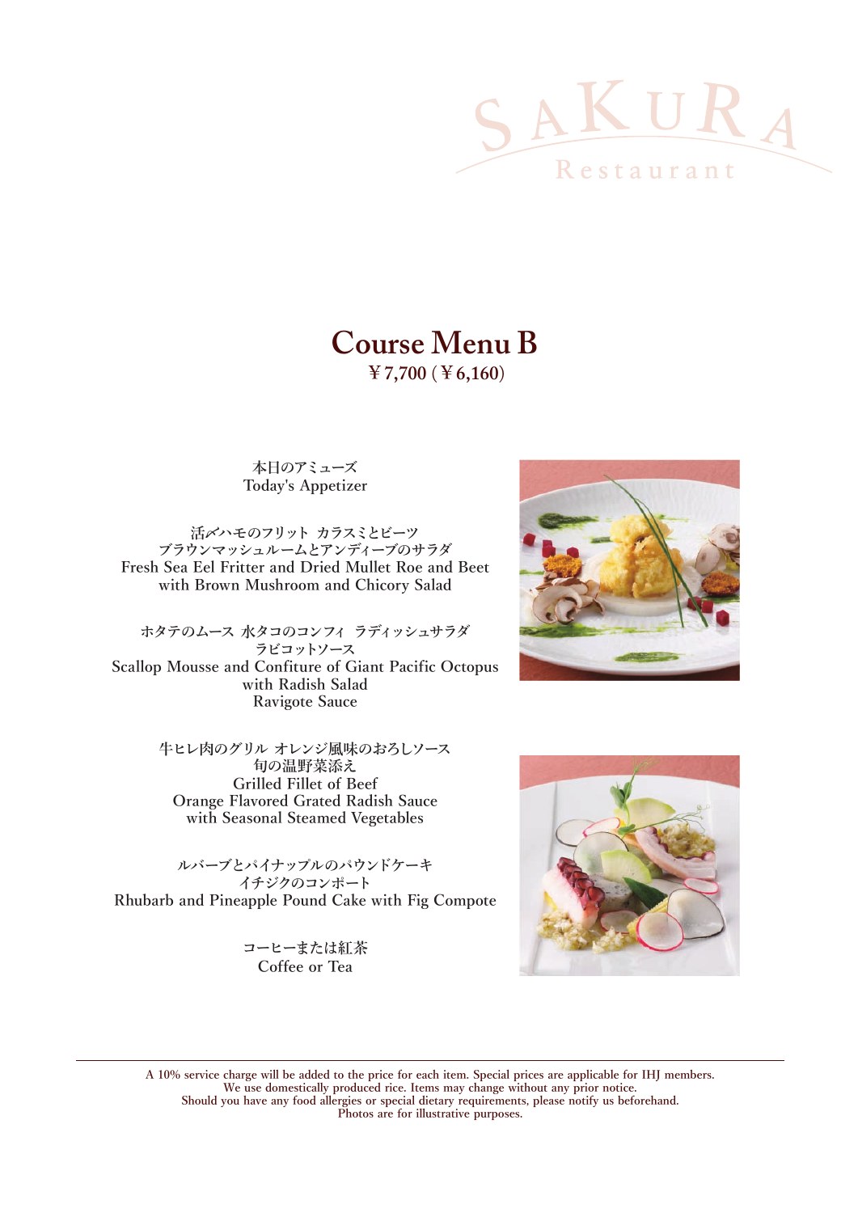SAKURA Restaurant

# Course Menu B

¥7,700 (¥6,160)

本日のアミューズ
Today's Appetizer

活〆ハモのフリット カラスミとビーツ
ブラウンマッシュルームとアンディーブのサラダ
Fresh Sea Eel Fritter and Dried Mullet Roe and Beet
with Brown Mushroom and Chicory Salad

ホタテのムース 水タコのコンフィ ラディッシュサラダ
ラビコットソース
Scallop Mousse and Confiture of Giant Pacific Octopus
with Radish Salad
Ravigote Sauce

牛ヒレ肉のグリル オレンジ風味のおろしソース
旬の温野菜添え
Grilled Fillet of Beef
Orange Flavored Grated Radish Sauce
with Seasonal Steamed Vegetables

ルバーブとパイナップルのパウンドケーキ
イチジクのコンポート
Rhubarb and Pineapple Pound Cake with Fig Compote

コーヒーまたは紅茶
Coffee or Tea

---

A 10% service charge will be added to the price for each item. Special prices are applicable for IHJ members.
We use domestically produced rice. Items may change without any prior notice.
Should you have any food allergies or special dietary requirements, please notify us beforehand.
Photos are for illustrative purposes.